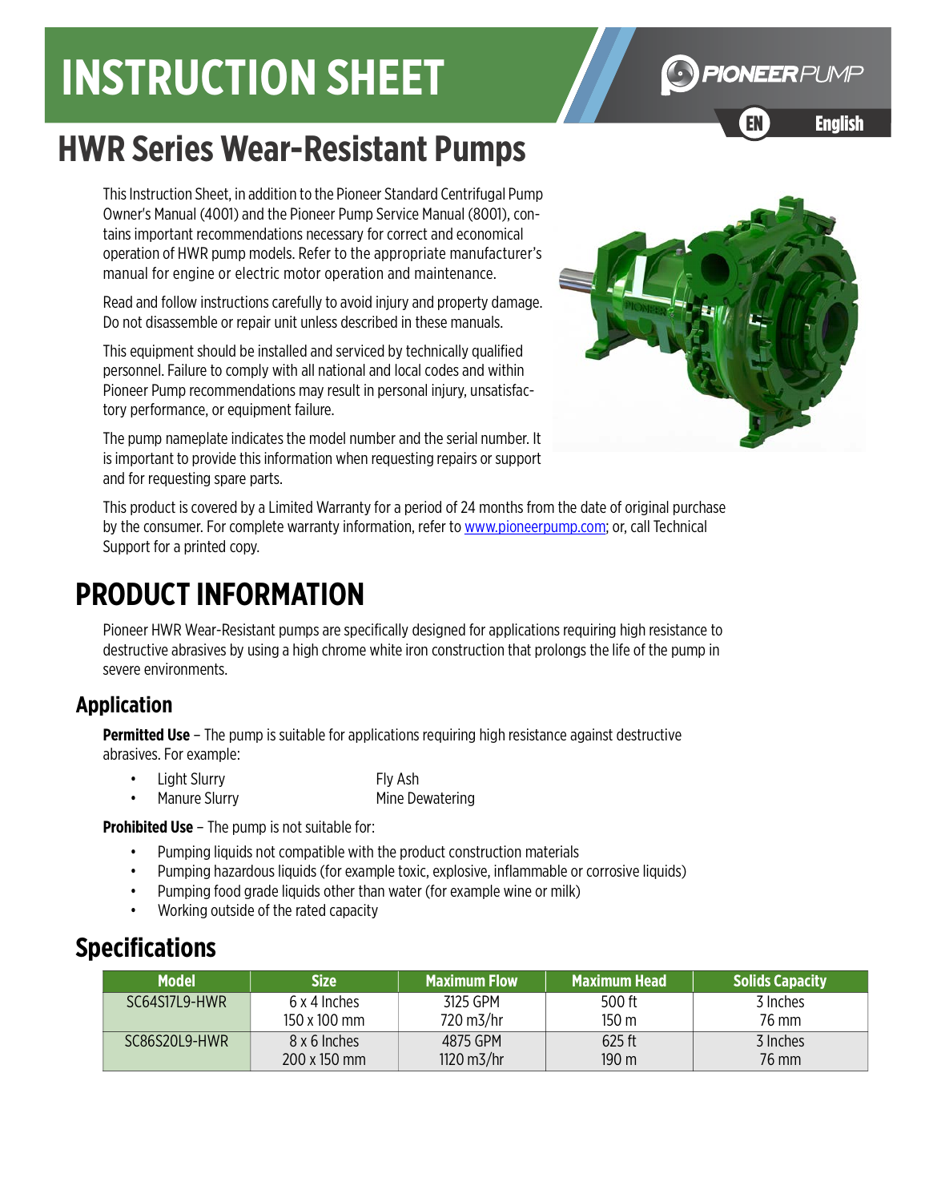# INSTRUCTION SHEET

PIONEERPUMP

EN English

## HWR Series Wear-Resistant Pumps

This Instruction Sheet, in addition to the Pioneer Standard Centrifugal Pump Owner's Manual (4001) and the Pioneer Pump Service Manual (8001), contains important recommendations necessary for correct and economical operation of HWR pump models. Refer to the appropriate manufacturer's manual for engine or electric motor operation and maintenance.

Read and follow instructions carefully to avoid injury and property damage. Do not disassemble or repair unit unless described in these manuals.

This equipment should be installed and serviced by technically qualified personnel. Failure to comply with all national and local codes and within Pioneer Pump recommendations may result in personal injury, unsatisfactory performance, or equipment failure.

The pump nameplate indicates the model number and the serial number. It is important to provide this information when requesting repairs or support and for requesting spare parts.

This product is covered by a Limited Warranty for a period of 24 months from the date of original purchase by the consumer. For complete warranty information, refer to www.pioneerpump.com; or, call Technical Support for a printed copy.

# PRODUCT INFORMATION

Pioneer HWR Wear-Resistant pumps are specifically designed for applications requiring high resistance to destructive abrasives by using a high chrome white iron construction that prolongs the life of the pump in severe environments.

## Application

**Permitted Use** – The pump is suitable for applications requiring high resistance against destructive abrasives. For example:

- Light Slurry
- Manure Slurry
- Fly Ash
- Mine Dewatering

**Prohibited Use** – The pump is not suitable for:

- Pumping liquids not compatible with the product construction materials
- Pumping hazardous liquids (for example toxic, explosive, inflammable or corrosive liquids)
- Pumping food grade liquids other than water (for example wine or milk)
- Working outside of the rated capacity

## Specifications

| Model | Size | Maximum Flow | Maximum Head | Solids Capacity |
|---|---|---|---|---|
| SC64S17L9-HWR | 6 x 4 Inches<br>150 x 100 mm | 3125 GPM<br>720 m3/hr | 500 ft<br>150 m | 3 Inches<br>76 mm |
| SC86S20L9-HWR | 8 x 6 Inches<br>200 x 150 mm | 4875 GPM<br>1120 m3/hr | 625 ft<br>190 m | 3 Inches<br>76 mm |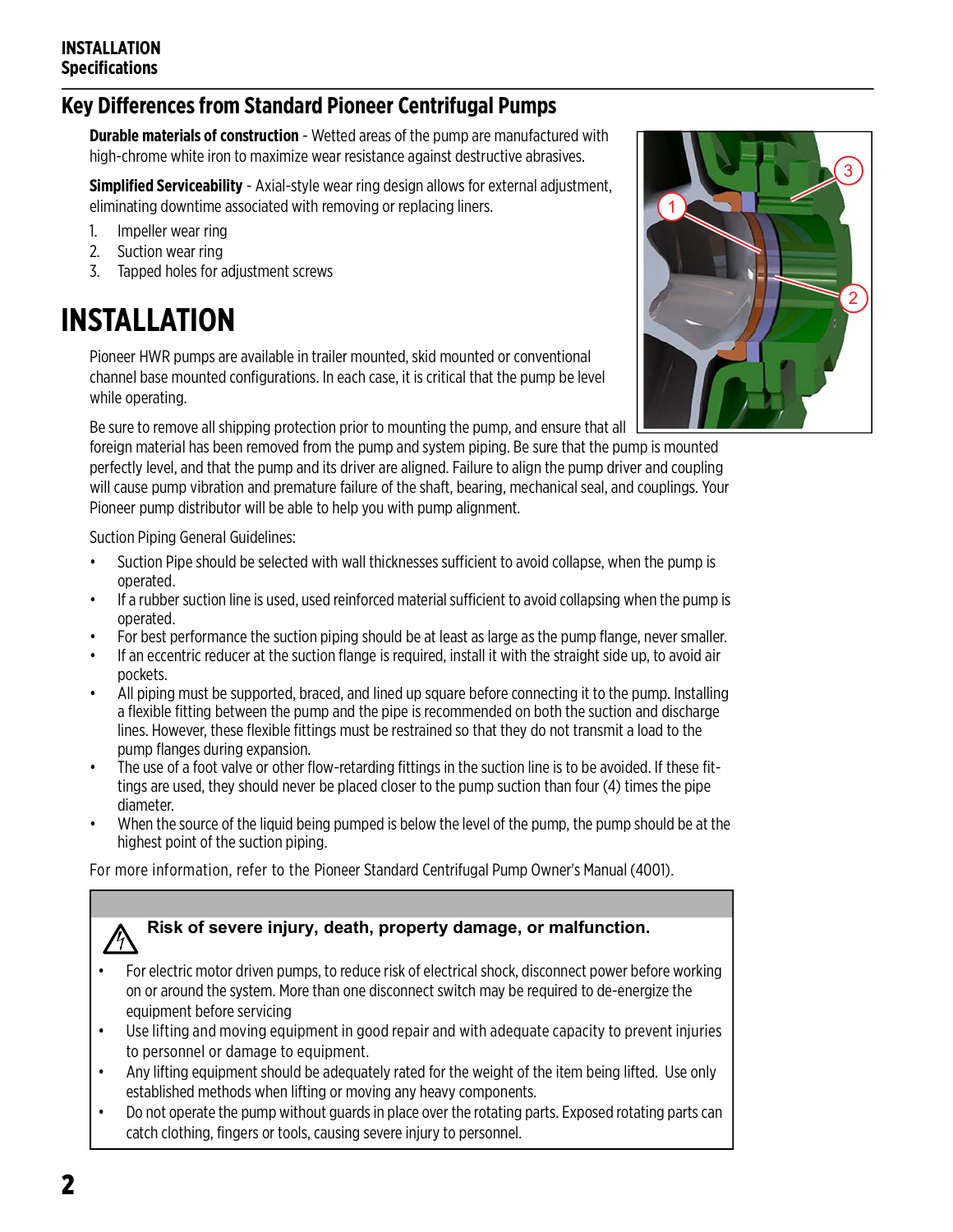## Key Differences from Standard Pioneer Centrifugal Pumps

**Durable materials of construction** - Wetted areas of the pump are manufactured with high-chrome white iron to maximize wear resistance against destructive abrasives.

**Simplified Serviceability** - Axial-style wear ring design allows for external adjustment, eliminating downtime associated with removing or replacing liners.

1. Impeller wear ring
2. Suction wear ring
3. Tapped holes for adjustment screws

# INSTALLATION

Pioneer HWR pumps are available in trailer mounted, skid mounted or conventional channel base mounted configurations. In each case, it is critical that the pump be level while operating.

Be sure to remove all shipping protection prior to mounting the pump, and ensure that all foreign material has been removed from the pump and system piping. Be sure that the pump is mounted perfectly level, and that the pump and its driver are aligned. Failure to align the pump driver and coupling will cause pump vibration and premature failure of the shaft, bearing, mechanical seal, and couplings. Your Pioneer pump distributor will be able to help you with pump alignment.

Suction Piping General Guidelines:

- Suction Pipe should be selected with wall thicknesses sufficient to avoid collapse, when the pump is operated.
- If a rubber suction line is used, used reinforced material sufficient to avoid collapsing when the pump is operated.
- For best performance the suction piping should be at least as large as the pump flange, never smaller.
- If an eccentric reducer at the suction flange is required, install it with the straight side up, to avoid air pockets.
- All piping must be supported, braced, and lined up square before connecting it to the pump. Installing a flexible fitting between the pump and the pipe is recommended on both the suction and discharge lines. However, these flexible fittings must be restrained so that they do not transmit a load to the pump flanges during expansion.
- The use of a foot valve or other flow-retarding fittings in the suction line is to be avoided. If these fittings are used, they should never be placed closer to the pump suction than four (4) times the pipe diameter.
- When the source of the liquid being pumped is below the level of the pump, the pump should be at the highest point of the suction piping.

For more information, refer to the Pioneer Standard Centrifugal Pump Owner's Manual (4001).

**Risk of severe injury, death, property damage, or malfunction.**

- For electric motor driven pumps, to reduce risk of electrical shock, disconnect power before working on or around the system. More than one disconnect switch may be required to de-energize the equipment before servicing
- Use lifting and moving equipment in good repair and with adequate capacity to prevent injuries to personnel or damage to equipment.
- Any lifting equipment should be adequately rated for the weight of the item being lifted. Use only established methods when lifting or moving any heavy components.
- Do not operate the pump without guards in place over the rotating parts. Exposed rotating parts can catch clothing, fingers or tools, causing severe injury to personnel.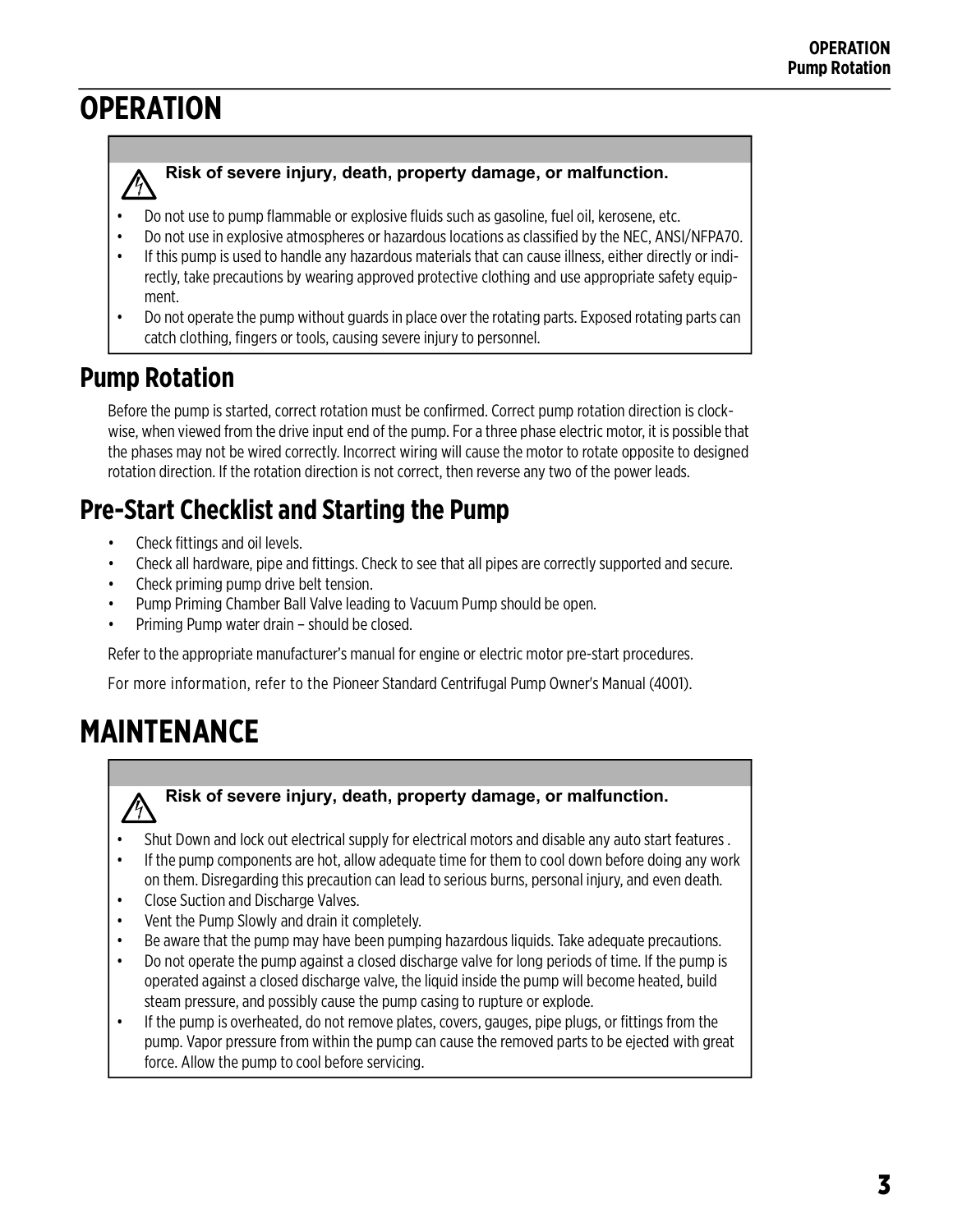# OPERATION

**Risk of severe injury, death, property damage, or malfunction.**

- Do not use to pump flammable or explosive fluids such as gasoline, fuel oil, kerosene, etc.
- Do not use in explosive atmospheres or hazardous locations as classified by the NEC, ANSI/NFPA70.
- If this pump is used to handle any hazardous materials that can cause illness, either directly or indirectly, take precautions by wearing approved protective clothing and use appropriate safety equipment.
- Do not operate the pump without guards in place over the rotating parts. Exposed rotating parts can catch clothing, fingers or tools, causing severe injury to personnel.

## Pump Rotation

Before the pump is started, correct rotation must be confirmed. Correct pump rotation direction is clockwise, when viewed from the drive input end of the pump. For a three phase electric motor, it is possible that the phases may not be wired correctly. Incorrect wiring will cause the motor to rotate opposite to designed rotation direction. If the rotation direction is not correct, then reverse any two of the power leads.

## Pre-Start Checklist and Starting the Pump

- Check fittings and oil levels.
- Check all hardware, pipe and fittings. Check to see that all pipes are correctly supported and secure.
- Check priming pump drive belt tension.
- Pump Priming Chamber Ball Valve leading to Vacuum Pump should be open.
- Priming Pump water drain – should be closed.

Refer to the appropriate manufacturer's manual for engine or electric motor pre-start procedures.

For more information, refer to the Pioneer Standard Centrifugal Pump Owner's Manual (4001).

# MAINTENANCE

**Risk of severe injury, death, property damage, or malfunction.**

- Shut Down and lock out electrical supply for electrical motors and disable any auto start features .
- If the pump components are hot, allow adequate time for them to cool down before doing any work on them. Disregarding this precaution can lead to serious burns, personal injury, and even death.
- Close Suction and Discharge Valves.
- Vent the Pump Slowly and drain it completely.
- Be aware that the pump may have been pumping hazardous liquids. Take adequate precautions.
- Do not operate the pump against a closed discharge valve for long periods of time. If the pump is operated against a closed discharge valve, the liquid inside the pump will become heated, build steam pressure, and possibly cause the pump casing to rupture or explode.
- If the pump is overheated, do not remove plates, covers, gauges, pipe plugs, or fittings from the pump. Vapor pressure from within the pump can cause the removed parts to be ejected with great force. Allow the pump to cool before servicing.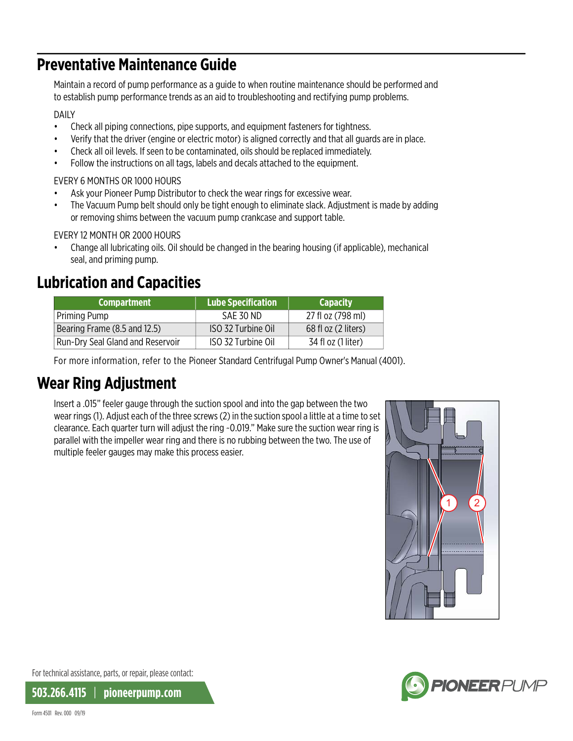## Preventative Maintenance Guide

Maintain a record of pump performance as a guide to when routine maintenance should be performed and to establish pump performance trends as an aid to troubleshooting and rectifying pump problems.

DAILY

- Check all piping connections, pipe supports, and equipment fasteners for tightness.
- Verify that the driver (engine or electric motor) is aligned correctly and that all guards are in place.
- Check all oil levels. If seen to be contaminated, oils should be replaced immediately.
- Follow the instructions on all tags, labels and decals attached to the equipment.

EVERY 6 MONTHS OR 1000 HOURS

- Ask your Pioneer Pump Distributor to check the wear rings for excessive wear.
- The Vacuum Pump belt should only be tight enough to eliminate slack. Adjustment is made by adding or removing shims between the vacuum pump crankcase and support table.

EVERY 12 MONTH OR 2000 HOURS

- Change all lubricating oils. Oil should be changed in the bearing housing (if applicable), mechanical seal, and priming pump.

## Lubrication and Capacities

| Compartment | Lube Specification | Capacity |
|---|---|---|
| Priming Pump | SAE 30 ND | 27 fl oz (798 ml) |
| Bearing Frame (8.5 and 12.5) | ISO 32 Turbine Oil | 68 fl oz (2 liters) |
| Run-Dry Seal Gland and Reservoir | ISO 32 Turbine Oil | 34 fl oz (1 liter) |

For more information, refer to the Pioneer Standard Centrifugal Pump Owner's Manual (4001).

## Wear Ring Adjustment

Insert a .015" feeler gauge through the suction spool and into the gap between the two wear rings (1). Adjust each of the three screws (2) in the suction spool a little at a time to set clearance. Each quarter turn will adjust the ring ~0.019." Make sure the suction wear ring is parallel with the impeller wear ring and there is no rubbing between the two. The use of multiple feeler gauges may make this process easier.

1

2

For technical assistance, parts, or repair, please contact:

**503.266.4115 | pioneerpump.com**

PIONEERPUMP

Form 4501 Rev. 000 09/19